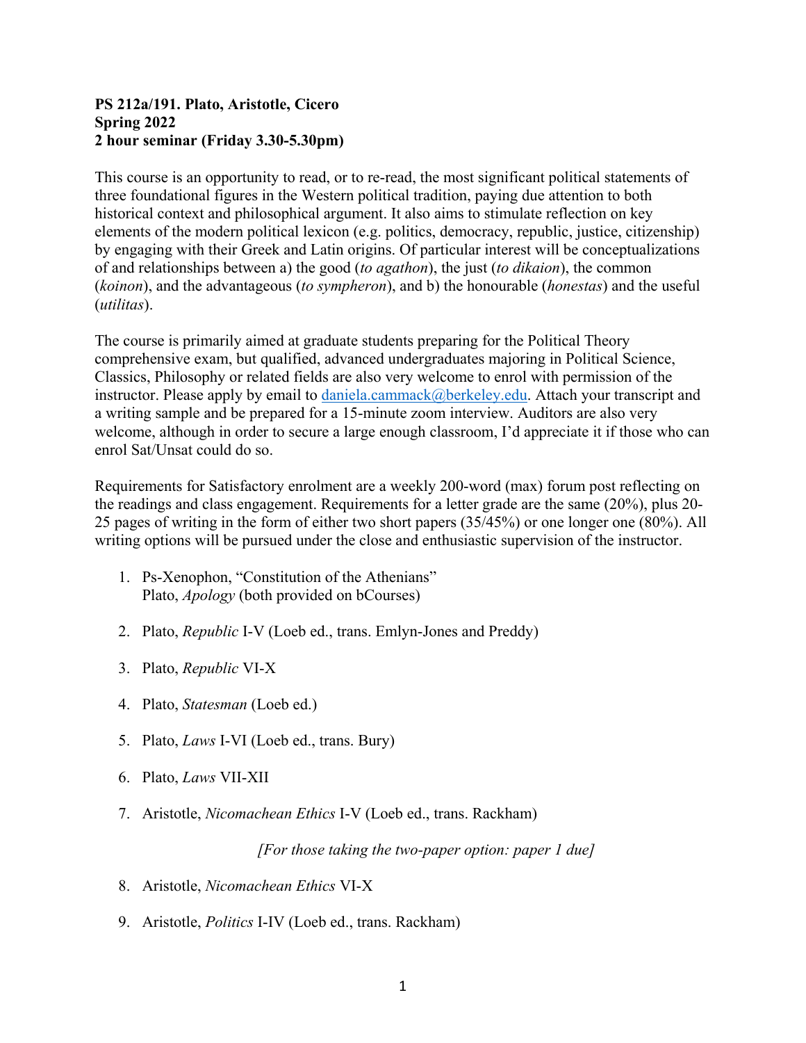**PS 212a/191. Plato, Aristotle, Cicero**
**Spring 2022**
**2 hour seminar (Friday 3.30-5.30pm)**

This course is an opportunity to read, or to re-read, the most significant political statements of three foundational figures in the Western political tradition, paying due attention to both historical context and philosophical argument. It also aims to stimulate reflection on key elements of the modern political lexicon (e.g. politics, democracy, republic, justice, citizenship) by engaging with their Greek and Latin origins. Of particular interest will be conceptualizations of and relationships between a) the good (*to agathon*), the just (*to dikaion*), the common (*koinon*), and the advantageous (*to sympheron*), and b) the honourable (*honestas*) and the useful (*utilitas*).

The course is primarily aimed at graduate students preparing for the Political Theory comprehensive exam, but qualified, advanced undergraduates majoring in Political Science, Classics, Philosophy or related fields are also very welcome to enrol with permission of the instructor. Please apply by email to daniela.cammack@berkeley.edu. Attach your transcript and a writing sample and be prepared for a 15-minute zoom interview. Auditors are also very welcome, although in order to secure a large enough classroom, I'd appreciate it if those who can enrol Sat/Unsat could do so.

Requirements for Satisfactory enrolment are a weekly 200-word (max) forum post reflecting on the readings and class engagement. Requirements for a letter grade are the same (20%), plus 20-25 pages of writing in the form of either two short papers (35/45%) or one longer one (80%). All writing options will be pursued under the close and enthusiastic supervision of the instructor.

1. Ps-Xenophon, "Constitution of the Athenians"
   Plato, *Apology* (both provided on bCourses)

2. Plato, *Republic* I-V (Loeb ed., trans. Emlyn-Jones and Preddy)

3. Plato, *Republic* VI-X

4. Plato, *Statesman* (Loeb ed.)

5. Plato, *Laws* I-VI (Loeb ed., trans. Bury)

6. Plato, *Laws* VII-XII

7. Aristotle, *Nicomachean Ethics* I-V (Loeb ed., trans. Rackham)

   *[For those taking the two-paper option: paper 1 due]*

8. Aristotle, *Nicomachean Ethics* VI-X

9. Aristotle, *Politics* I-IV (Loeb ed., trans. Rackham)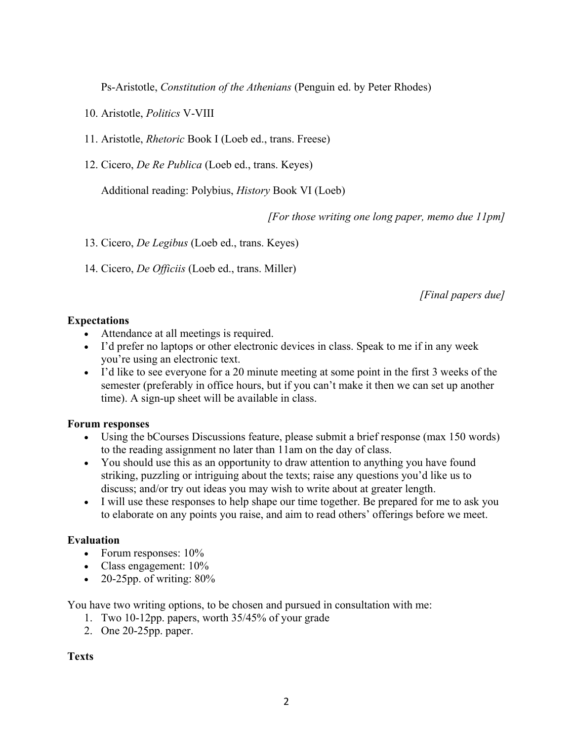Ps-Aristotle, *Constitution of the Athenians* (Penguin ed. by Peter Rhodes)

10. Aristotle, *Politics* V-VIII
11. Aristotle, *Rhetoric* Book I (Loeb ed., trans. Freese)
12. Cicero, *De Re Publica* (Loeb ed., trans. Keyes)

    Additional reading: Polybius, *History* Book VI (Loeb)

    *[For those writing one long paper, memo due 11pm]*

13. Cicero, *De Legibus* (Loeb ed., trans. Keyes)
14. Cicero, *De Officiis* (Loeb ed., trans. Miller)

    *[Final papers due]*

**Expectations**

- Attendance at all meetings is required.
- I'd prefer no laptops or other electronic devices in class. Speak to me if in any week you're using an electronic text.
- I'd like to see everyone for a 20 minute meeting at some point in the first 3 weeks of the semester (preferably in office hours, but if you can't make it then we can set up another time). A sign-up sheet will be available in class.

**Forum responses**

- Using the bCourses Discussions feature, please submit a brief response (max 150 words) to the reading assignment no later than 11am on the day of class.
- You should use this as an opportunity to draw attention to anything you have found striking, puzzling or intriguing about the texts; raise any questions you'd like us to discuss; and/or try out ideas you may wish to write about at greater length.
- I will use these responses to help shape our time together. Be prepared for me to ask you to elaborate on any points you raise, and aim to read others' offerings before we meet.

**Evaluation**

- Forum responses: 10%
- Class engagement: 10%
- 20-25pp. of writing: 80%

You have two writing options, to be chosen and pursued in consultation with me:

1. Two 10-12pp. papers, worth 35/45% of your grade
2. One 20-25pp. paper.

**Texts**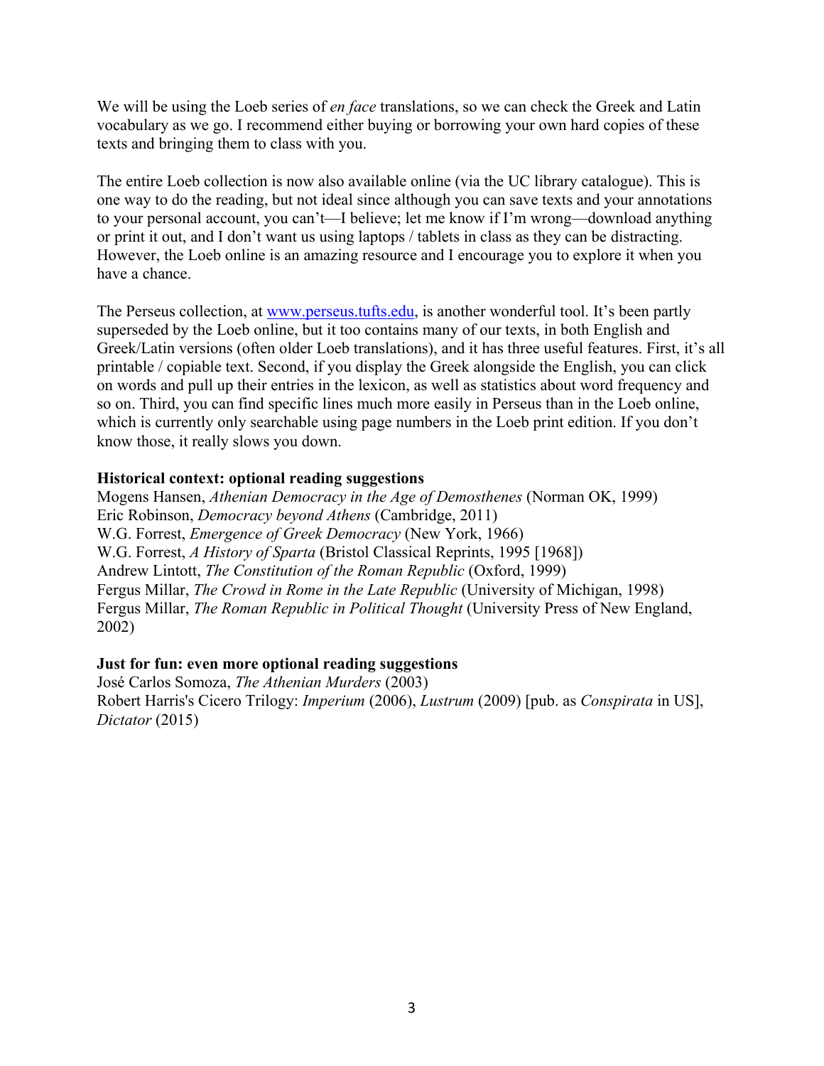We will be using the Loeb series of *en face* translations, so we can check the Greek and Latin vocabulary as we go. I recommend either buying or borrowing your own hard copies of these texts and bringing them to class with you.

The entire Loeb collection is now also available online (via the UC library catalogue). This is one way to do the reading, but not ideal since although you can save texts and your annotations to your personal account, you can't—I believe; let me know if I'm wrong—download anything or print it out, and I don't want us using laptops / tablets in class as they can be distracting. However, the Loeb online is an amazing resource and I encourage you to explore it when you have a chance.

The Perseus collection, at [www.perseus.tufts.edu](http://www.perseus.tufts.edu), is another wonderful tool. It's been partly superseded by the Loeb online, but it too contains many of our texts, in both English and Greek/Latin versions (often older Loeb translations), and it has three useful features. First, it's all printable / copiable text. Second, if you display the Greek alongside the English, you can click on words and pull up their entries in the lexicon, as well as statistics about word frequency and so on. Third, you can find specific lines much more easily in Perseus than in the Loeb online, which is currently only searchable using page numbers in the Loeb print edition. If you don't know those, it really slows you down.

**Historical context: optional reading suggestions**

Mogens Hansen, *Athenian Democracy in the Age of Demosthenes* (Norman OK, 1999)
Eric Robinson, *Democracy beyond Athens* (Cambridge, 2011)
W.G. Forrest, *Emergence of Greek Democracy* (New York, 1966)
W.G. Forrest, *A History of Sparta* (Bristol Classical Reprints, 1995 [1968])
Andrew Lintott, *The Constitution of the Roman Republic* (Oxford, 1999)
Fergus Millar, *The Crowd in Rome in the Late Republic* (University of Michigan, 1998)
Fergus Millar, *The Roman Republic in Political Thought* (University Press of New England, 2002)

**Just for fun: even more optional reading suggestions**

José Carlos Somoza, *The Athenian Murders* (2003)
Robert Harris's Cicero Trilogy: *Imperium* (2006), *Lustrum* (2009) [pub. as *Conspirata* in US], *Dictator* (2015)